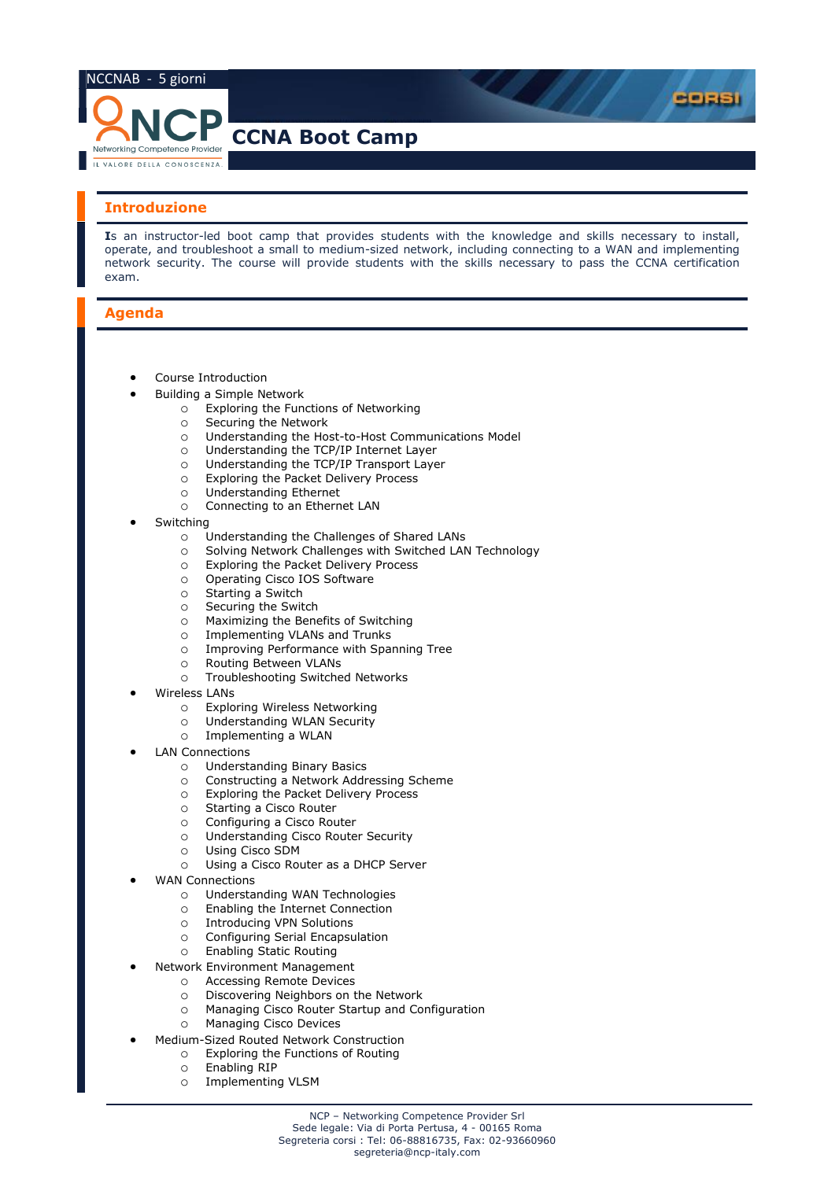NCCNAB - 5 giorni

# CCNA Boot Camp

## Introduzione

**I**s an instructor-led boot camp that provides students with the knowledge and skills necessary to install, operate, and troubleshoot a small to medium-sized network, including connecting to a WAN and implementing network security. The course will provide students with the skills necessary to pass the CCNA certification exam.

## Agenda

- Course Introduction
- Building a Simple Network
  - Exploring the Functions of Networking
  - Securing the Network
  - Understanding the Host-to-Host Communications Model
  - Understanding the TCP/IP Internet Layer
  - Understanding the TCP/IP Transport Layer
  - Exploring the Packet Delivery Process
  - Understanding Ethernet
  - Connecting to an Ethernet LAN
- Switching
  - Understanding the Challenges of Shared LANs
  - Solving Network Challenges with Switched LAN Technology
  - Exploring the Packet Delivery Process
  - Operating Cisco IOS Software
  - Starting a Switch
  - Securing the Switch
  - Maximizing the Benefits of Switching
  - Implementing VLANs and Trunks
  - Improving Performance with Spanning Tree
  - Routing Between VLANs
  - Troubleshooting Switched Networks
- Wireless LANs
  - Exploring Wireless Networking
  - Understanding WLAN Security
  - Implementing a WLAN
- LAN Connections
  - Understanding Binary Basics
  - Constructing a Network Addressing Scheme
  - Exploring the Packet Delivery Process
  - Starting a Cisco Router
  - Configuring a Cisco Router
  - Understanding Cisco Router Security
  - Using Cisco SDM
  - Using a Cisco Router as a DHCP Server
- WAN Connections
  - Understanding WAN Technologies
  - Enabling the Internet Connection
  - Introducing VPN Solutions
  - Configuring Serial Encapsulation
  - Enabling Static Routing
- Network Environment Management
  - Accessing Remote Devices
  - Discovering Neighbors on the Network
  - Managing Cisco Router Startup and Configuration
  - Managing Cisco Devices
- Medium-Sized Routed Network Construction
  - Exploring the Functions of Routing
  - Enabling RIP
  - Implementing VLSM

NCP – Networking Competence Provider Srl
Sede legale: Via di Porta Pertusa, 4 - 00165 Roma
Segreteria corsi : Tel: 06-88816735, Fax: 02-93660960
segreteria@ncp-italy.com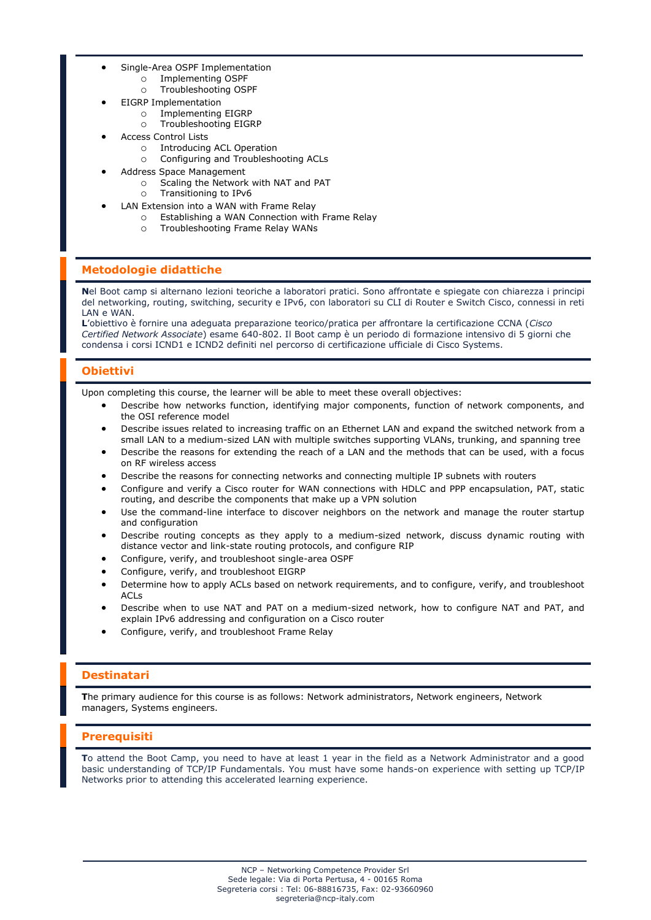- Single-Area OSPF Implementation
  - Implementing OSPF
  - Troubleshooting OSPF
- EIGRP Implementation
  - Implementing EIGRP
  - Troubleshooting EIGRP
- Access Control Lists
  - Introducing ACL Operation
  - Configuring and Troubleshooting ACLs
- Address Space Management
  - Scaling the Network with NAT and PAT
  - Transitioning to IPv6
- LAN Extension into a WAN with Frame Relay
  - Establishing a WAN Connection with Frame Relay
  - Troubleshooting Frame Relay WANs

## Metodologie didattiche

**N**el Boot camp si alternano lezioni teoriche a laboratori pratici. Sono affrontate e spiegate con chiarezza i principi del networking, routing, switching, security e IPv6, con laboratori su CLI di Router e Switch Cisco, connessi in reti LAN e WAN.

**L**'obiettivo è fornire una adeguata preparazione teorico/pratica per affrontare la certificazione CCNA (*Cisco Certified Network Associate*) esame 640-802. Il Boot camp è un periodo di formazione intensivo di 5 giorni che condensa i corsi ICND1 e ICND2 definiti nel percorso di certificazione ufficiale di Cisco Systems.

## Obiettivi

Upon completing this course, the learner will be able to meet these overall objectives:

- Describe how networks function, identifying major components, function of network components, and the OSI reference model
- Describe issues related to increasing traffic on an Ethernet LAN and expand the switched network from a small LAN to a medium-sized LAN with multiple switches supporting VLANs, trunking, and spanning tree
- Describe the reasons for extending the reach of a LAN and the methods that can be used, with a focus on RF wireless access
- Describe the reasons for connecting networks and connecting multiple IP subnets with routers
- Configure and verify a Cisco router for WAN connections with HDLC and PPP encapsulation, PAT, static routing, and describe the components that make up a VPN solution
- Use the command-line interface to discover neighbors on the network and manage the router startup and configuration
- Describe routing concepts as they apply to a medium-sized network, discuss dynamic routing with distance vector and link-state routing protocols, and configure RIP
- Configure, verify, and troubleshoot single-area OSPF
- Configure, verify, and troubleshoot EIGRP
- Determine how to apply ACLs based on network requirements, and to configure, verify, and troubleshoot ACLs
- Describe when to use NAT and PAT on a medium-sized network, how to configure NAT and PAT, and explain IPv6 addressing and configuration on a Cisco router
- Configure, verify, and troubleshoot Frame Relay

## Destinatari

**T**he primary audience for this course is as follows: Network administrators, Network engineers, Network managers, Systems engineers.

## Prerequisiti

**T**o attend the Boot Camp, you need to have at least 1 year in the field as a Network Administrator and a good basic understanding of TCP/IP Fundamentals. You must have some hands-on experience with setting up TCP/IP Networks prior to attending this accelerated learning experience.

NCP – Networking Competence Provider Srl
Sede legale: Via di Porta Pertusa, 4 - 00165 Roma
Segreteria corsi : Tel: 06-88816735, Fax: 02-93660960
segreteria@ncp-italy.com